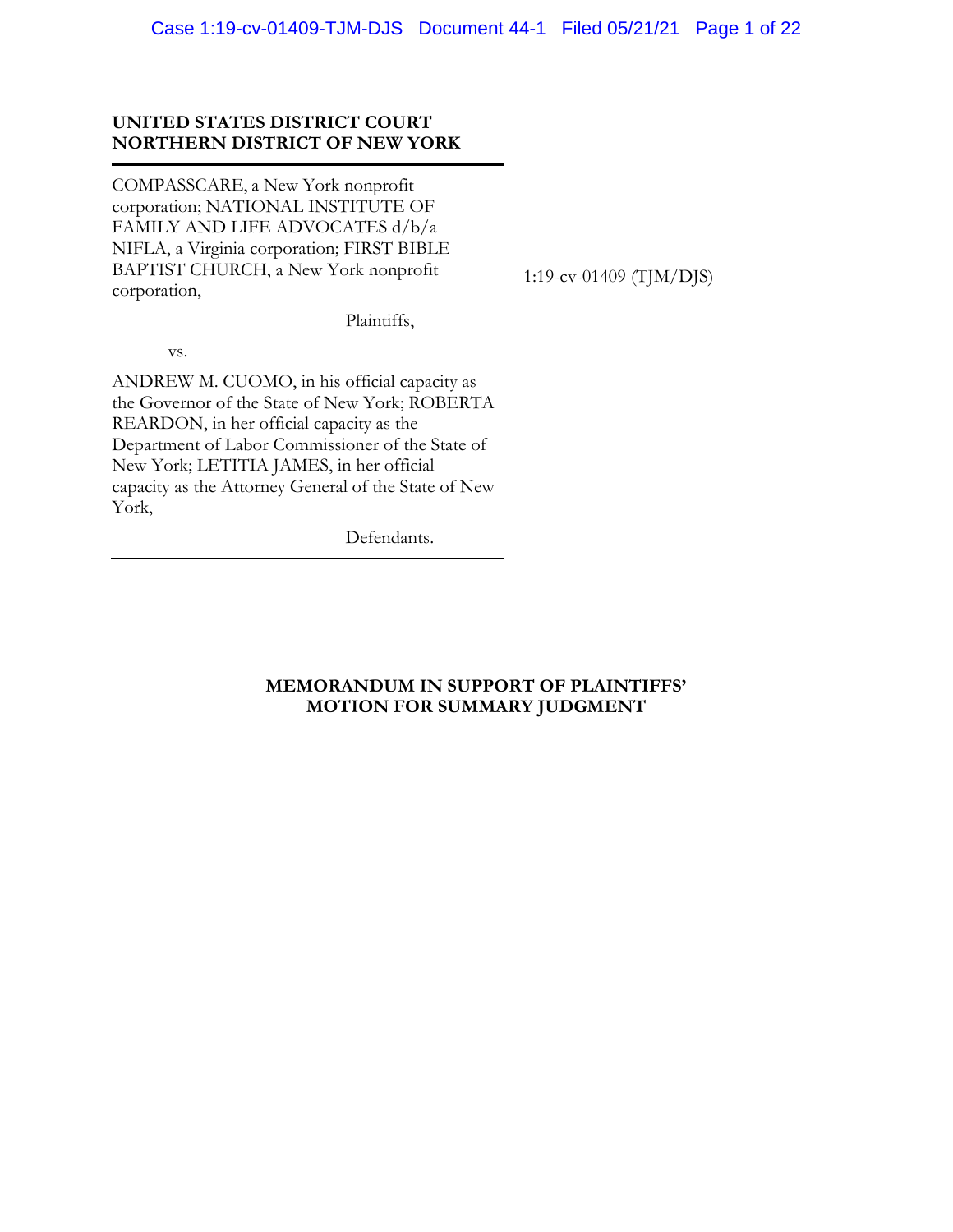**UNITED STATES DISTRICT COURT**
**NORTHERN DISTRICT OF NEW YORK**

COMPASSCARE, a New York nonprofit corporation; NATIONAL INSTITUTE OF FAMILY AND LIFE ADVOCATES d/b/a NIFLA, a Virginia corporation; FIRST BIBLE BAPTIST CHURCH, a New York nonprofit corporation,

Plaintiffs,

vs.

ANDREW M. CUOMO, in his official capacity as the Governor of the State of New York; ROBERTA REARDON, in her official capacity as the Department of Labor Commissioner of the State of New York; LETITIA JAMES, in her official capacity as the Attorney General of the State of New York,

Defendants.

1:19-cv-01409 (TJM/DJS)

**MEMORANDUM IN SUPPORT OF PLAINTIFFS' MOTION FOR SUMMARY JUDGMENT**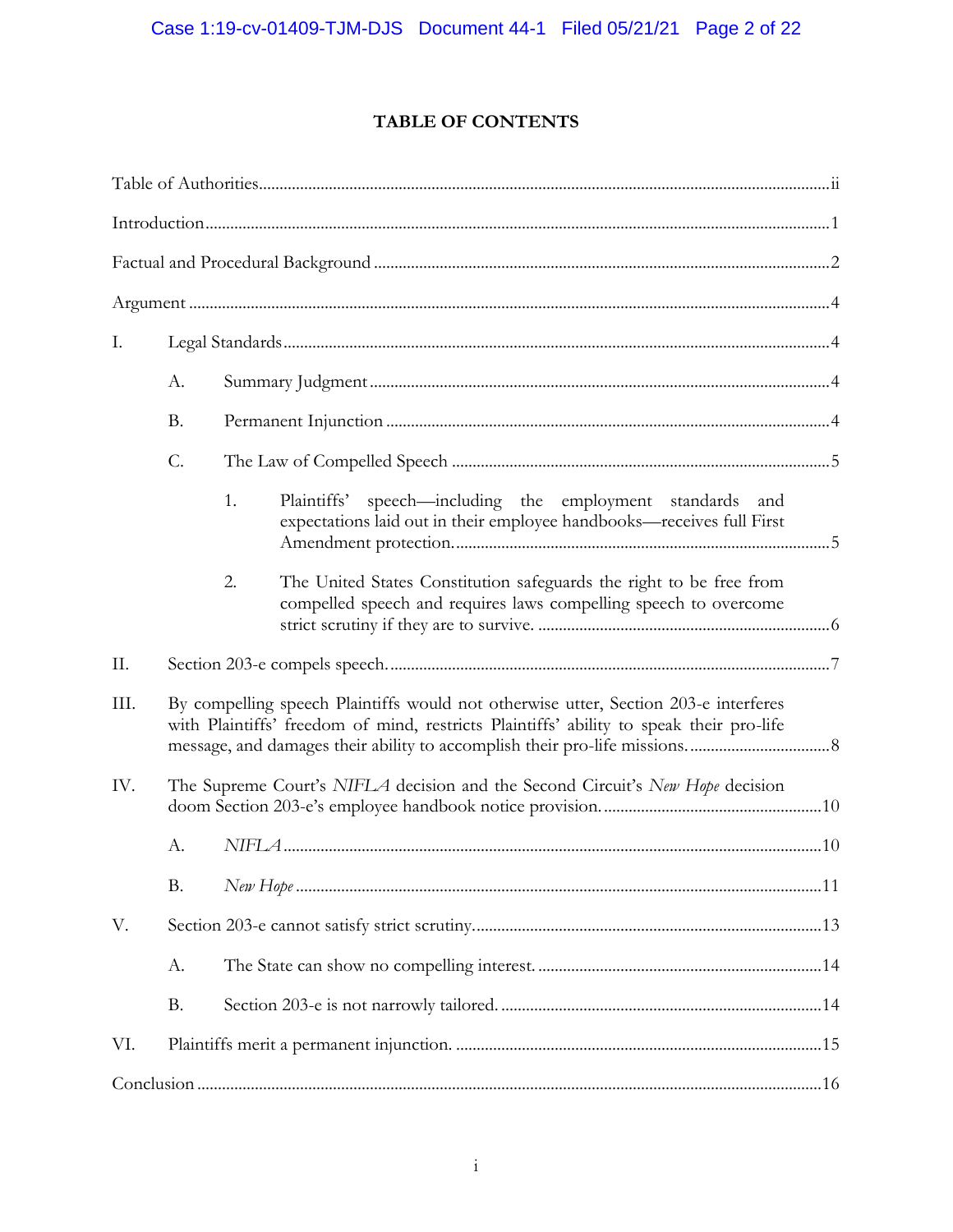# TABLE OF CONTENTS

Table of Authorities ........................................................................................................ ii

Introduction ........................................................................................................ 1

Factual and Procedural Background ........................................................................................................ 2

Argument ........................................................................................................ 4

I. Legal Standards ........................................................................................................ 4

   A. Summary Judgment ........................................................................................................ 4

   B. Permanent Injunction ........................................................................................................ 4

   C. The Law of Compelled Speech ........................................................................................................ 5

      1. Plaintiffs' speech—including the employment standards and expectations laid out in their employee handbooks—receives full First Amendment protection. ........................................................................................................ 5

      2. The United States Constitution safeguards the right to be free from compelled speech and requires laws compelling speech to overcome strict scrutiny if they are to survive. ........................................................................................................ 6

II. Section 203-e compels speech. ........................................................................................................ 7

III. By compelling speech Plaintiffs would not otherwise utter, Section 203-e interferes with Plaintiffs' freedom of mind, restricts Plaintiffs' ability to speak their pro-life message, and damages their ability to accomplish their pro-life missions. ........................................................................................................ 8

IV. The Supreme Court's *NIFLA* decision and the Second Circuit's *New Hope* decision doom Section 203-e's employee handbook notice provision. ........................................................................................................ 10

   A. *NIFLA* ........................................................................................................ 10

   B. *New Hope* ........................................................................................................ 11

V. Section 203-e cannot satisfy strict scrutiny. ........................................................................................................ 13

   A. The State can show no compelling interest. ........................................................................................................ 14

   B. Section 203-e is not narrowly tailored. ........................................................................................................ 14

VI. Plaintiffs merit a permanent injunction. ........................................................................................................ 15

Conclusion ........................................................................................................ 16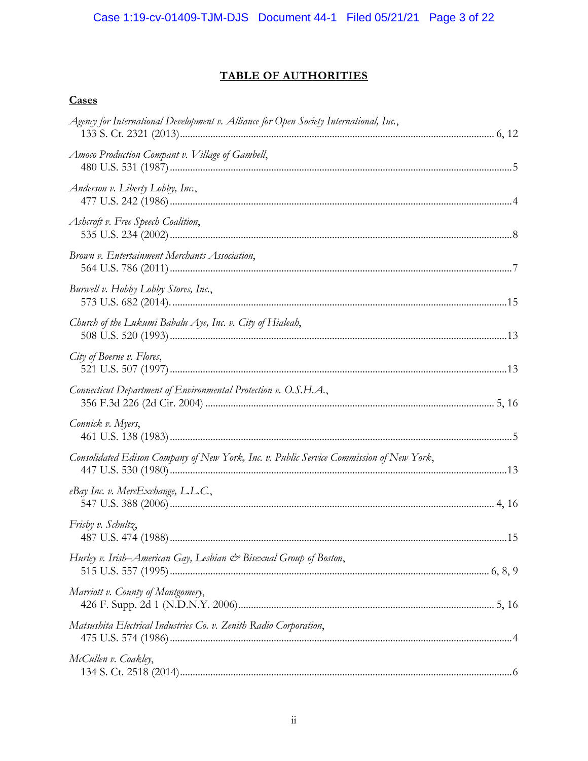# TABLE OF AUTHORITIES

## Cases

*Agency for International Development v. Alliance for Open Society International, Inc.*, 133 S. Ct. 2321 (2013) .......... 6, 12

*Amoco Production Compant v. Village of Gambell*, 480 U.S. 531 (1987) .......... 5

*Anderson v. Liberty Lobby, Inc.*, 477 U.S. 242 (1986) .......... 4

*Ashcroft v. Free Speech Coalition*, 535 U.S. 234 (2002) .......... 8

*Brown v. Entertainment Merchants Association*, 564 U.S. 786 (2011) .......... 7

*Burwell v. Hobby Lobby Stores, Inc.*, 573 U.S. 682 (2014). .......... 15

*Church of the Lukumi Babalu Aye, Inc. v. City of Hialeah*, 508 U.S. 520 (1993) .......... 13

*City of Boerne v. Flores*, 521 U.S. 507 (1997) .......... 13

*Connecticut Department of Environmental Protection v. O.S.H.A.*, 356 F.3d 226 (2d Cir. 2004) .......... 5, 16

*Connick v. Myers*, 461 U.S. 138 (1983) .......... 5

*Consolidated Edison Company of New York, Inc. v. Public Service Commission of New York*, 447 U.S. 530 (1980) .......... 13

*eBay Inc. v. MercExchange, L.L.C.*, 547 U.S. 388 (2006) .......... 4, 16

*Frisby v. Schultz*, 487 U.S. 474 (1988) .......... 15

*Hurley v. Irish–American Gay, Lesbian & Bisexual Group of Boston*, 515 U.S. 557 (1995) .......... 6, 8, 9

*Marriott v. County of Montgomery*, 426 F. Supp. 2d 1 (N.D.N.Y. 2006) .......... 5, 16

*Matsushita Electrical Industries Co. v. Zenith Radio Corporation*, 475 U.S. 574 (1986) .......... 4

*McCullen v. Coakley*, 134 S. Ct. 2518 (2014) .......... 6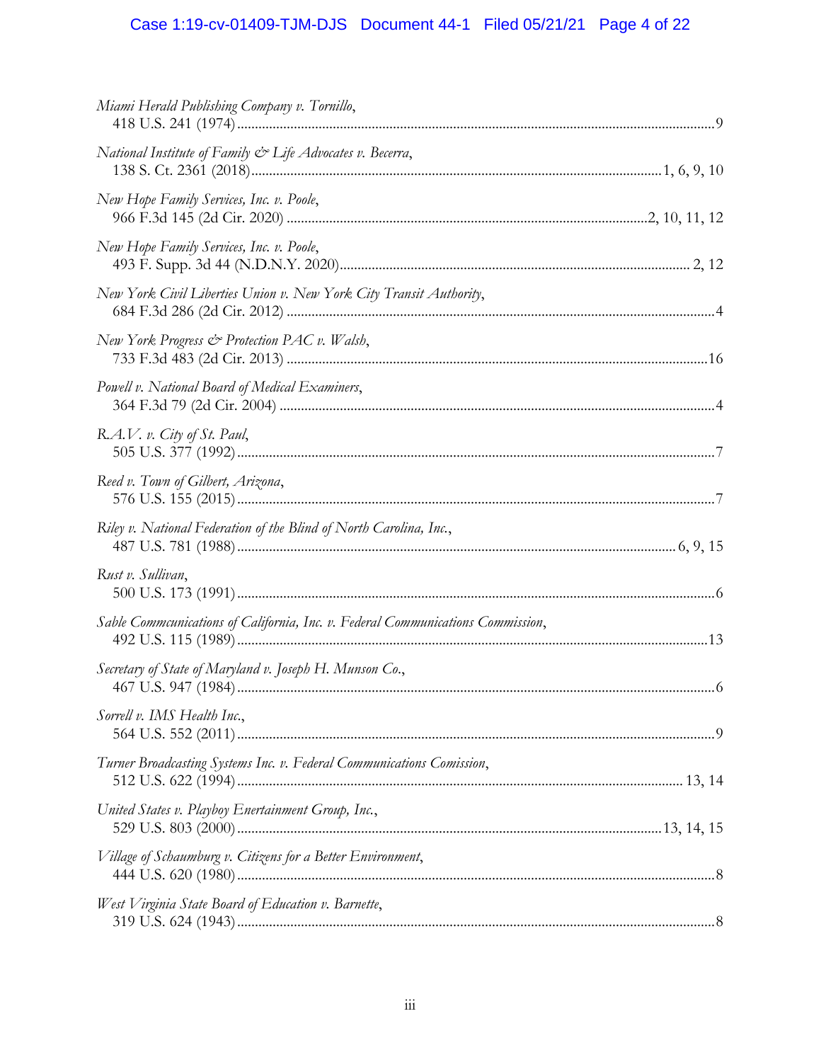*Miami Herald Publishing Company v. Tornillo*,
418 U.S. 241 (1974) .......... 9

*National Institute of Family & Life Advocates v. Becerra*,
138 S. Ct. 2361 (2018) .......... 1, 6, 9, 10

*New Hope Family Services, Inc. v. Poole*,
966 F.3d 145 (2d Cir. 2020) .......... 2, 10, 11, 12

*New Hope Family Services, Inc. v. Poole*,
493 F. Supp. 3d 44 (N.D.N.Y. 2020) .......... 2, 12

*New York Civil Liberties Union v. New York City Transit Authority*,
684 F.3d 286 (2d Cir. 2012) .......... 4

*New York Progress & Protection PAC v. Walsh*,
733 F.3d 483 (2d Cir. 2013) .......... 16

*Powell v. National Board of Medical Examiners*,
364 F.3d 79 (2d Cir. 2004) .......... 4

*R.A.V. v. City of St. Paul*,
505 U.S. 377 (1992) .......... 7

*Reed v. Town of Gilbert, Arizona*,
576 U.S. 155 (2015) .......... 7

*Riley v. National Federation of the Blind of North Carolina, Inc.*,
487 U.S. 781 (1988) .......... 6, 9, 15

*Rust v. Sullivan*,
500 U.S. 173 (1991) .......... 6

*Sable Commcunications of California, Inc. v. Federal Communications Commission*,
492 U.S. 115 (1989) .......... 13

*Secretary of State of Maryland v. Joseph H. Munson Co.*,
467 U.S. 947 (1984) .......... 6

*Sorrell v. IMS Health Inc.*,
564 U.S. 552 (2011) .......... 9

*Turner Broadcasting Systems Inc. v. Federal Communications Comission*,
512 U.S. 622 (1994) .......... 13, 14

*United States v. Playboy Enertainment Group, Inc.*,
529 U.S. 803 (2000) .......... 13, 14, 15

*Village of Schaumburg v. Citizens for a Better Environment*,
444 U.S. 620 (1980) .......... 8

*West Virginia State Board of Education v. Barnette*,
319 U.S. 624 (1943) .......... 8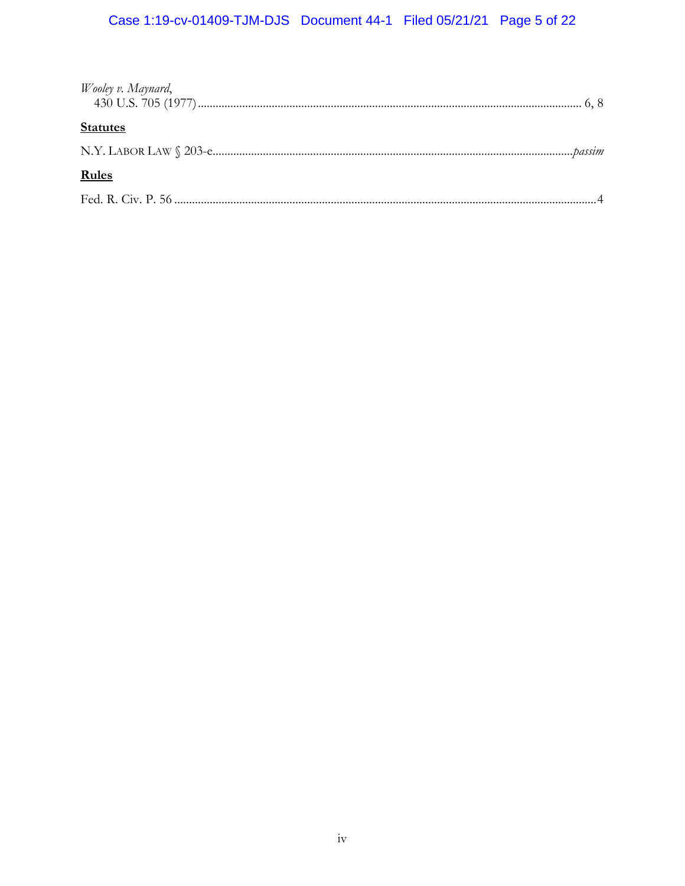*Wooley v. Maynard*,
430 U.S. 705 (1977) ................................................................................................................................ 6, 8

**Statutes**

N.Y. LABOR LAW § 203-e.......................................................................................................................*passim*

**Rules**

Fed. R. Civ. P. 56 ............................................................................................................................................4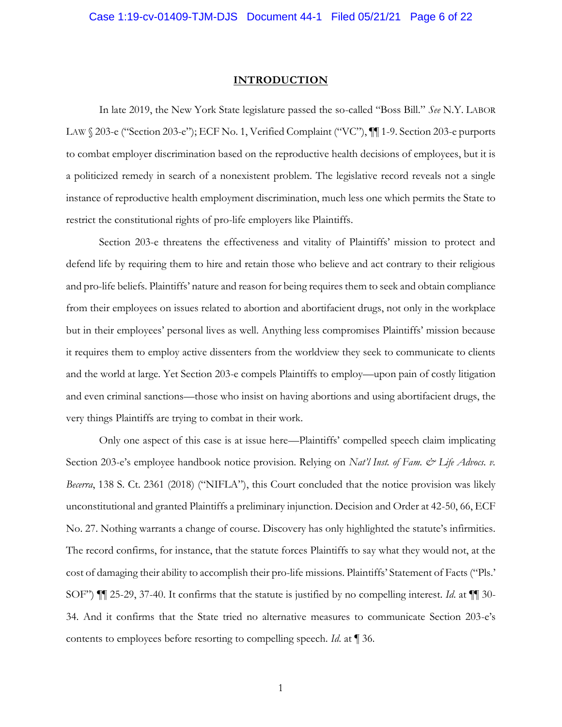# INTRODUCTION

In late 2019, the New York State legislature passed the so-called "Boss Bill." *See* N.Y. LABOR LAW § 203-e ("Section 203-e"); ECF No. 1, Verified Complaint ("VC"), ¶¶ 1-9. Section 203-e purports to combat employer discrimination based on the reproductive health decisions of employees, but it is a politicized remedy in search of a nonexistent problem. The legislative record reveals not a single instance of reproductive health employment discrimination, much less one which permits the State to restrict the constitutional rights of pro-life employers like Plaintiffs.

Section 203-e threatens the effectiveness and vitality of Plaintiffs' mission to protect and defend life by requiring them to hire and retain those who believe and act contrary to their religious and pro-life beliefs. Plaintiffs' nature and reason for being requires them to seek and obtain compliance from their employees on issues related to abortion and abortifacient drugs, not only in the workplace but in their employees' personal lives as well. Anything less compromises Plaintiffs' mission because it requires them to employ active dissenters from the worldview they seek to communicate to clients and the world at large. Yet Section 203-e compels Plaintiffs to employ—upon pain of costly litigation and even criminal sanctions—those who insist on having abortions and using abortifacient drugs, the very things Plaintiffs are trying to combat in their work.

Only one aspect of this case is at issue here—Plaintiffs' compelled speech claim implicating Section 203-e's employee handbook notice provision. Relying on *Nat'l Inst. of Fam. & Life Advocs. v. Becerra*, 138 S. Ct. 2361 (2018) ("NIFLA"), this Court concluded that the notice provision was likely unconstitutional and granted Plaintiffs a preliminary injunction. Decision and Order at 42-50, 66, ECF No. 27. Nothing warrants a change of course. Discovery has only highlighted the statute's infirmities. The record confirms, for instance, that the statute forces Plaintiffs to say what they would not, at the cost of damaging their ability to accomplish their pro-life missions. Plaintiffs' Statement of Facts ("Pls.' SOF") ¶¶ 25-29, 37-40. It confirms that the statute is justified by no compelling interest. *Id.* at ¶¶ 30-34. And it confirms that the State tried no alternative measures to communicate Section 203-e's contents to employees before resorting to compelling speech. *Id.* at ¶ 36.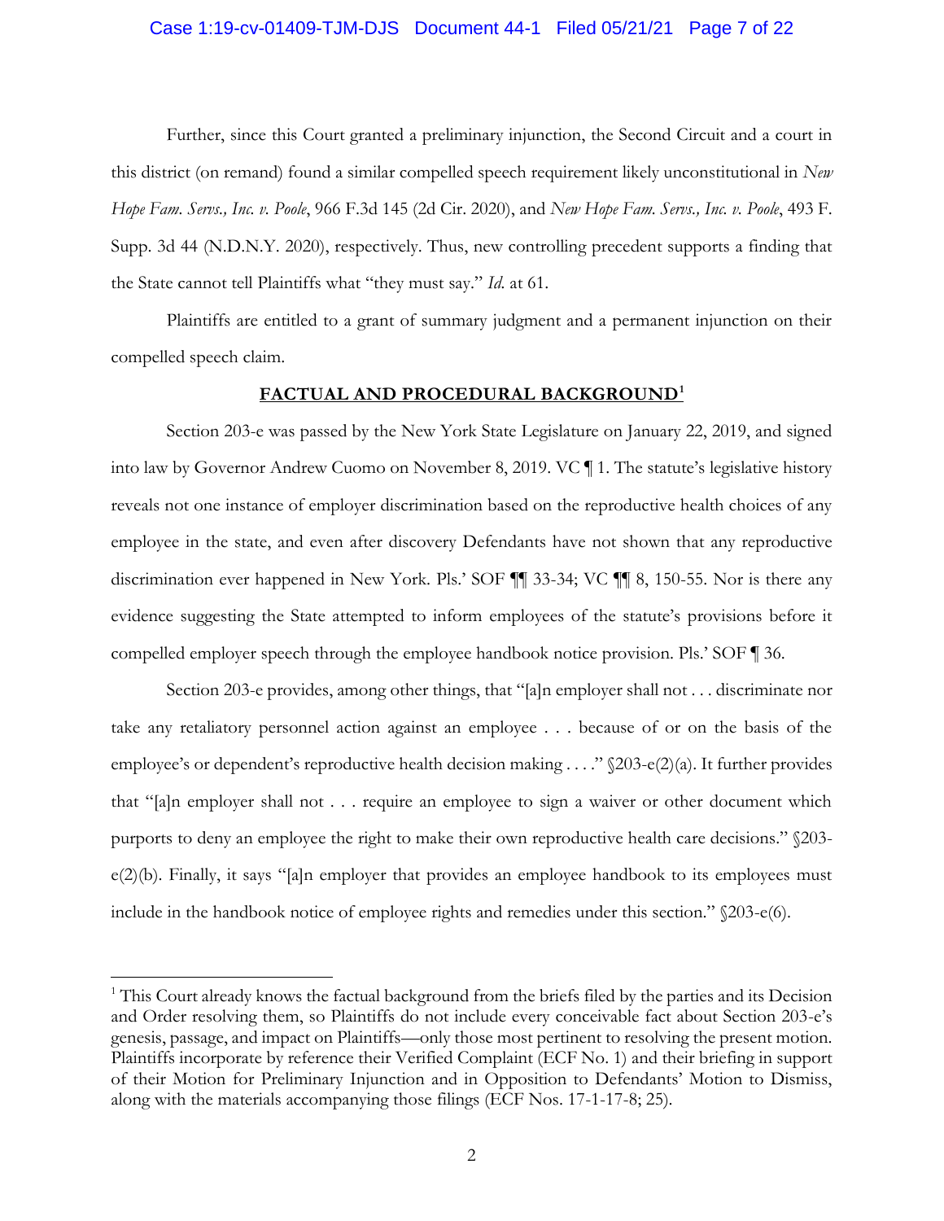Further, since this Court granted a preliminary injunction, the Second Circuit and a court in this district (on remand) found a similar compelled speech requirement likely unconstitutional in *New Hope Fam. Servs., Inc. v. Poole*, 966 F.3d 145 (2d Cir. 2020), and *New Hope Fam. Servs., Inc. v. Poole*, 493 F. Supp. 3d 44 (N.D.N.Y. 2020), respectively. Thus, new controlling precedent supports a finding that the State cannot tell Plaintiffs what "they must say." *Id.* at 61.

Plaintiffs are entitled to a grant of summary judgment and a permanent injunction on their compelled speech claim.

## FACTUAL AND PROCEDURAL BACKGROUND[1]

Section 203-e was passed by the New York State Legislature on January 22, 2019, and signed into law by Governor Andrew Cuomo on November 8, 2019. VC ¶ 1. The statute's legislative history reveals not one instance of employer discrimination based on the reproductive health choices of any employee in the state, and even after discovery Defendants have not shown that any reproductive discrimination ever happened in New York. Pls.' SOF ¶¶ 33-34; VC ¶¶ 8, 150-55. Nor is there any evidence suggesting the State attempted to inform employees of the statute's provisions before it compelled employer speech through the employee handbook notice provision. Pls.' SOF ¶ 36.

Section 203-e provides, among other things, that "[a]n employer shall not . . . discriminate nor take any retaliatory personnel action against an employee . . . because of or on the basis of the employee's or dependent's reproductive health decision making . . . ." §203-e(2)(a). It further provides that "[a]n employer shall not . . . require an employee to sign a waiver or other document which purports to deny an employee the right to make their own reproductive health care decisions." §203-e(2)(b). Finally, it says "[a]n employer that provides an employee handbook to its employees must include in the handbook notice of employee rights and remedies under this section." §203-e(6).

---

[1] This Court already knows the factual background from the briefs filed by the parties and its Decision and Order resolving them, so Plaintiffs do not include every conceivable fact about Section 203-e's genesis, passage, and impact on Plaintiffs—only those most pertinent to resolving the present motion. Plaintiffs incorporate by reference their Verified Complaint (ECF No. 1) and their briefing in support of their Motion for Preliminary Injunction and in Opposition to Defendants' Motion to Dismiss, along with the materials accompanying those filings (ECF Nos. 17-1-17-8; 25).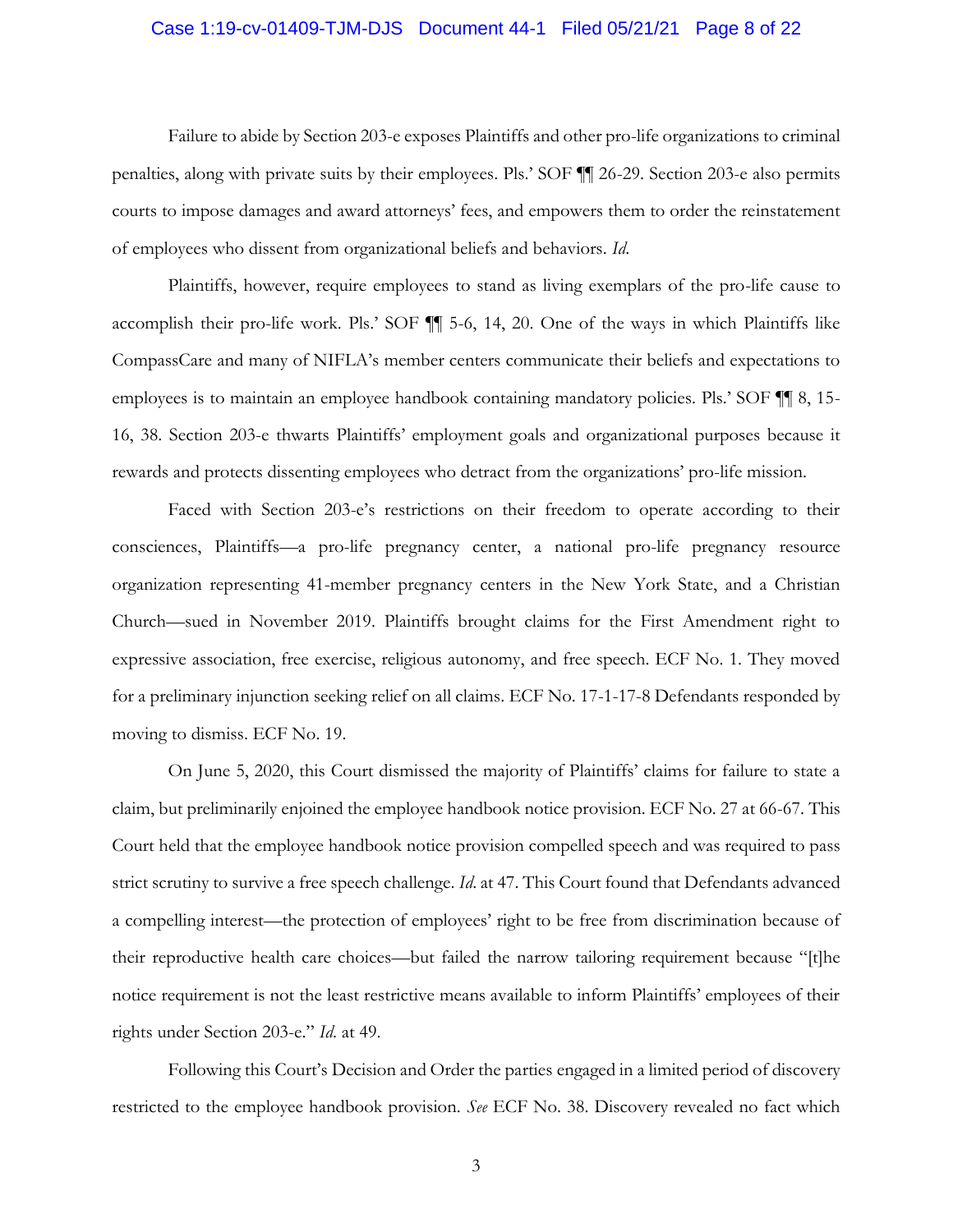Failure to abide by Section 203-e exposes Plaintiffs and other pro-life organizations to criminal penalties, along with private suits by their employees. Pls.' SOF ¶¶ 26-29. Section 203-e also permits courts to impose damages and award attorneys' fees, and empowers them to order the reinstatement of employees who dissent from organizational beliefs and behaviors. *Id.*

Plaintiffs, however, require employees to stand as living exemplars of the pro-life cause to accomplish their pro-life work. Pls.' SOF ¶¶ 5-6, 14, 20. One of the ways in which Plaintiffs like CompassCare and many of NIFLA's member centers communicate their beliefs and expectations to employees is to maintain an employee handbook containing mandatory policies. Pls.' SOF ¶¶ 8, 15-16, 38. Section 203-e thwarts Plaintiffs' employment goals and organizational purposes because it rewards and protects dissenting employees who detract from the organizations' pro-life mission.

Faced with Section 203-e's restrictions on their freedom to operate according to their consciences, Plaintiffs—a pro-life pregnancy center, a national pro-life pregnancy resource organization representing 41-member pregnancy centers in the New York State, and a Christian Church—sued in November 2019. Plaintiffs brought claims for the First Amendment right to expressive association, free exercise, religious autonomy, and free speech. ECF No. 1. They moved for a preliminary injunction seeking relief on all claims. ECF No. 17-1-17-8 Defendants responded by moving to dismiss. ECF No. 19.

On June 5, 2020, this Court dismissed the majority of Plaintiffs' claims for failure to state a claim, but preliminarily enjoined the employee handbook notice provision. ECF No. 27 at 66-67. This Court held that the employee handbook notice provision compelled speech and was required to pass strict scrutiny to survive a free speech challenge. *Id.* at 47. This Court found that Defendants advanced a compelling interest—the protection of employees' right to be free from discrimination because of their reproductive health care choices—but failed the narrow tailoring requirement because "[t]he notice requirement is not the least restrictive means available to inform Plaintiffs' employees of their rights under Section 203-e." *Id.* at 49.

Following this Court's Decision and Order the parties engaged in a limited period of discovery restricted to the employee handbook provision. *See* ECF No. 38. Discovery revealed no fact which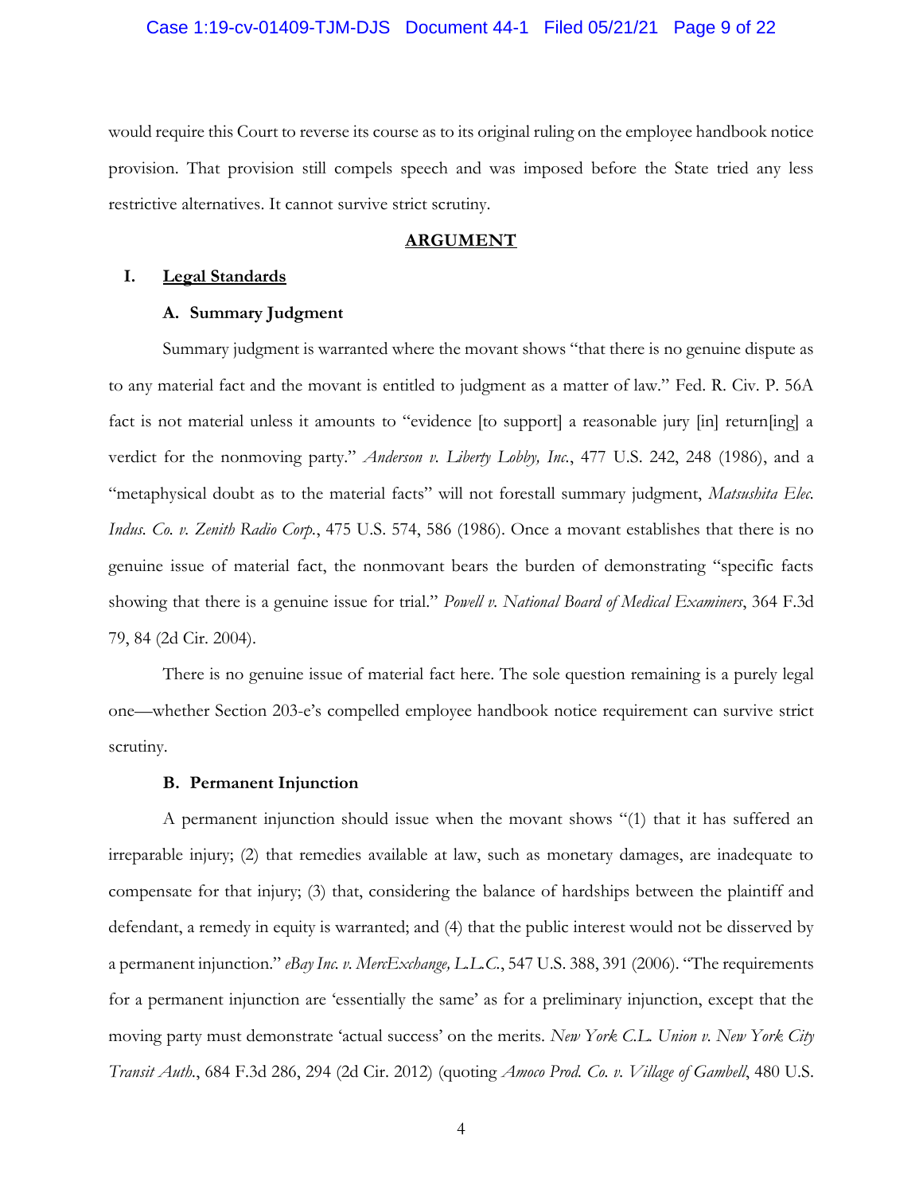would require this Court to reverse its course as to its original ruling on the employee handbook notice provision. That provision still compels speech and was imposed before the State tried any less restrictive alternatives. It cannot survive strict scrutiny.

## ARGUMENT

### I. Legal Standards

#### A. Summary Judgment

Summary judgment is warranted where the movant shows "that there is no genuine dispute as to any material fact and the movant is entitled to judgment as a matter of law." Fed. R. Civ. P. 56A fact is not material unless it amounts to "evidence [to support] a reasonable jury [in] return[ing] a verdict for the nonmoving party." *Anderson v. Liberty Lobby, Inc.*, 477 U.S. 242, 248 (1986), and a "metaphysical doubt as to the material facts" will not forestall summary judgment, *Matsushita Elec. Indus. Co. v. Zenith Radio Corp.*, 475 U.S. 574, 586 (1986). Once a movant establishes that there is no genuine issue of material fact, the nonmovant bears the burden of demonstrating "specific facts showing that there is a genuine issue for trial." *Powell v. National Board of Medical Examiners*, 364 F.3d 79, 84 (2d Cir. 2004).

There is no genuine issue of material fact here. The sole question remaining is a purely legal one—whether Section 203-e's compelled employee handbook notice requirement can survive strict scrutiny.

#### B. Permanent Injunction

A permanent injunction should issue when the movant shows "(1) that it has suffered an irreparable injury; (2) that remedies available at law, such as monetary damages, are inadequate to compensate for that injury; (3) that, considering the balance of hardships between the plaintiff and defendant, a remedy in equity is warranted; and (4) that the public interest would not be disserved by a permanent injunction." *eBay Inc. v. MercExchange, L.L.C.*, 547 U.S. 388, 391 (2006). "The requirements for a permanent injunction are 'essentially the same' as for a preliminary injunction, except that the moving party must demonstrate 'actual success' on the merits. *New York C.L. Union v. New York City Transit Auth.*, 684 F.3d 286, 294 (2d Cir. 2012) (quoting *Amoco Prod. Co. v. Village of Gambell*, 480 U.S.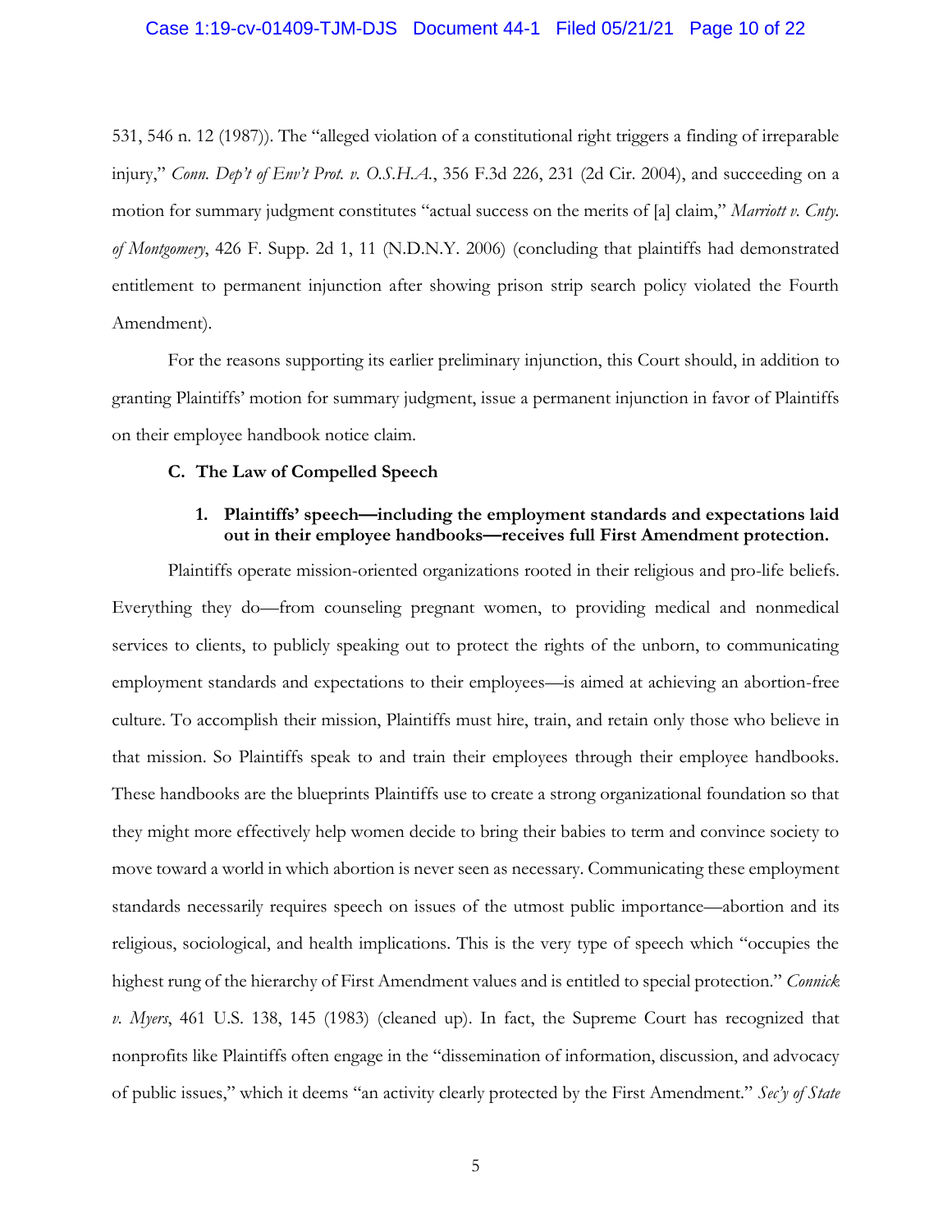531, 546 n. 12 (1987)). The "alleged violation of a constitutional right triggers a finding of irreparable injury," *Conn. Dep't of Env't Prot. v. O.S.H.A.*, 356 F.3d 226, 231 (2d Cir. 2004), and succeeding on a motion for summary judgment constitutes "actual success on the merits of [a] claim," *Marriott v. Cnty. of Montgomery*, 426 F. Supp. 2d 1, 11 (N.D.N.Y. 2006) (concluding that plaintiffs had demonstrated entitlement to permanent injunction after showing prison strip search policy violated the Fourth Amendment).

For the reasons supporting its earlier preliminary injunction, this Court should, in addition to granting Plaintiffs' motion for summary judgment, issue a permanent injunction in favor of Plaintiffs on their employee handbook notice claim.

### C. The Law of Compelled Speech

#### 1. Plaintiffs' speech—including the employment standards and expectations laid out in their employee handbooks—receives full First Amendment protection.

Plaintiffs operate mission-oriented organizations rooted in their religious and pro-life beliefs. Everything they do—from counseling pregnant women, to providing medical and nonmedical services to clients, to publicly speaking out to protect the rights of the unborn, to communicating employment standards and expectations to their employees—is aimed at achieving an abortion-free culture. To accomplish their mission, Plaintiffs must hire, train, and retain only those who believe in that mission. So Plaintiffs speak to and train their employees through their employee handbooks. These handbooks are the blueprints Plaintiffs use to create a strong organizational foundation so that they might more effectively help women decide to bring their babies to term and convince society to move toward a world in which abortion is never seen as necessary. Communicating these employment standards necessarily requires speech on issues of the utmost public importance—abortion and its religious, sociological, and health implications. This is the very type of speech which "occupies the highest rung of the hierarchy of First Amendment values and is entitled to special protection." *Connick v. Myers*, 461 U.S. 138, 145 (1983) (cleaned up). In fact, the Supreme Court has recognized that nonprofits like Plaintiffs often engage in the "dissemination of information, discussion, and advocacy of public issues," which it deems "an activity clearly protected by the First Amendment." *Sec'y of State*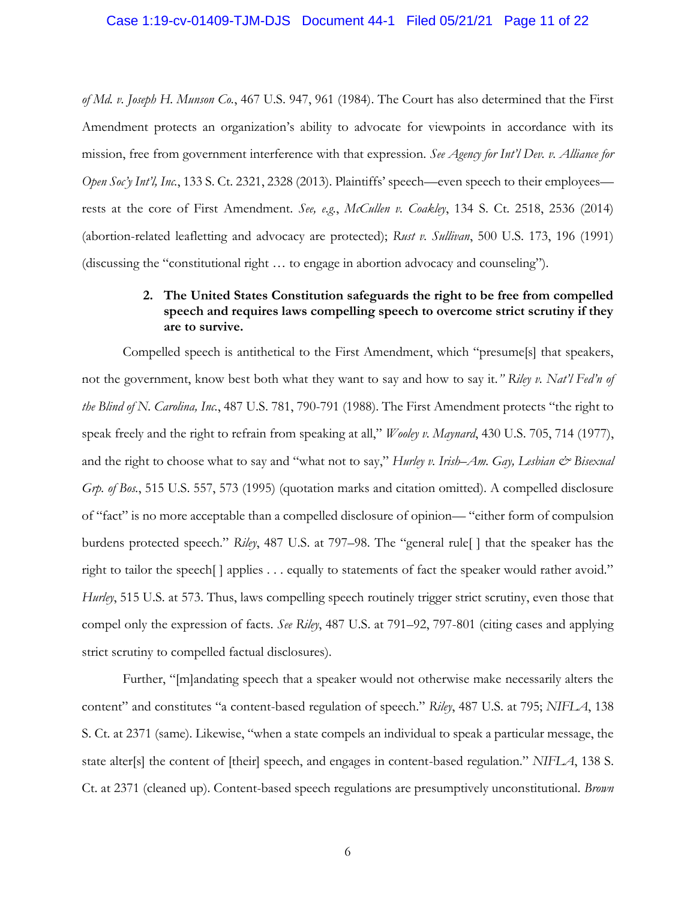*of Md. v. Joseph H. Munson Co.*, 467 U.S. 947, 961 (1984). The Court has also determined that the First Amendment protects an organization's ability to advocate for viewpoints in accordance with its mission, free from government interference with that expression. *See Agency for Int'l Dev. v. Alliance for Open Soc'y Int'l, Inc.*, 133 S. Ct. 2321, 2328 (2013). Plaintiffs' speech—even speech to their employees—rests at the core of First Amendment. *See, e.g.*, *McCullen v. Coakley*, 134 S. Ct. 2518, 2536 (2014) (abortion-related leafletting and advocacy are protected); *Rust v. Sullivan*, 500 U.S. 173, 196 (1991) (discussing the "constitutional right … to engage in abortion advocacy and counseling").

**2. The United States Constitution safeguards the right to be free from compelled speech and requires laws compelling speech to overcome strict scrutiny if they are to survive.**

Compelled speech is antithetical to the First Amendment, which "presume[s] that speakers, not the government, know best both what they want to say and how to say it.*"* *Riley v. Nat'l Fed'n of the Blind of N. Carolina, Inc.*, 487 U.S. 781, 790-791 (1988). The First Amendment protects "the right to speak freely and the right to refrain from speaking at all," *Wooley v. Maynard*, 430 U.S. 705, 714 (1977), and the right to choose what to say and "what not to say," *Hurley v. Irish–Am. Gay, Lesbian & Bisexual Grp. of Bos.*, 515 U.S. 557, 573 (1995) (quotation marks and citation omitted). A compelled disclosure of "fact" is no more acceptable than a compelled disclosure of opinion— "either form of compulsion burdens protected speech." *Riley*, 487 U.S. at 797–98. The "general rule[ ] that the speaker has the right to tailor the speech[ ] applies . . . equally to statements of fact the speaker would rather avoid." *Hurley*, 515 U.S. at 573. Thus, laws compelling speech routinely trigger strict scrutiny, even those that compel only the expression of facts. *See Riley*, 487 U.S. at 791–92, 797-801 (citing cases and applying strict scrutiny to compelled factual disclosures).

Further, "[m]andating speech that a speaker would not otherwise make necessarily alters the content" and constitutes "a content-based regulation of speech." *Riley*, 487 U.S. at 795; *NIFLA*, 138 S. Ct. at 2371 (same). Likewise, "when a state compels an individual to speak a particular message, the state alter[s] the content of [their] speech, and engages in content-based regulation." *NIFLA*, 138 S. Ct. at 2371 (cleaned up). Content-based speech regulations are presumptively unconstitutional. *Brown*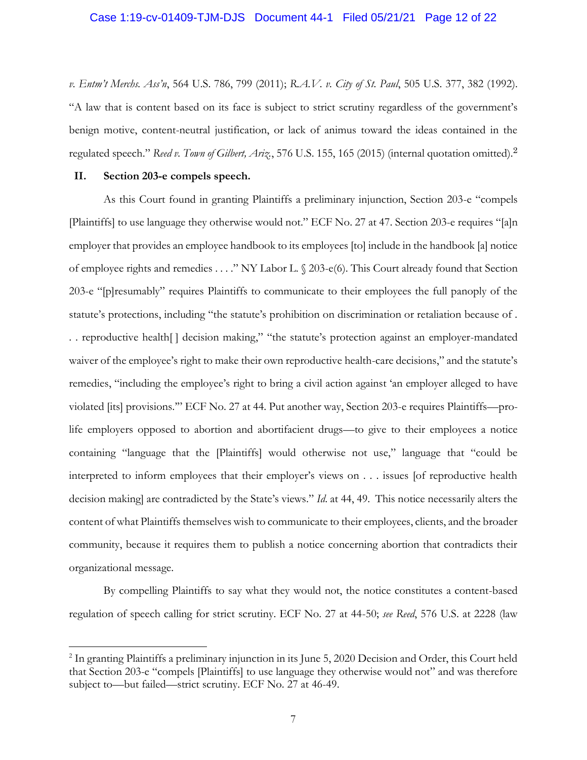*v. Entm't Merchs. Ass'n*, 564 U.S. 786, 799 (2011); *R.A.V. v. City of St. Paul*, 505 U.S. 377, 382 (1992). "A law that is content based on its face is subject to strict scrutiny regardless of the government's benign motive, content-neutral justification, or lack of animus toward the ideas contained in the regulated speech." *Reed v. Town of Gilbert, Ariz.*, 576 U.S. 155, 165 (2015) (internal quotation omitted).[2]

## II. Section 203-e compels speech.

As this Court found in granting Plaintiffs a preliminary injunction, Section 203-e "compels [Plaintiffs] to use language they otherwise would not." ECF No. 27 at 47. Section 203-e requires "[a]n employer that provides an employee handbook to its employees [to] include in the handbook [a] notice of employee rights and remedies . . . ." NY Labor L. § 203-e(6). This Court already found that Section 203-e "[p]resumably" requires Plaintiffs to communicate to their employees the full panoply of the statute's protections, including "the statute's prohibition on discrimination or retaliation because of . . . reproductive health[ ] decision making," "the statute's protection against an employer-mandated waiver of the employee's right to make their own reproductive health-care decisions," and the statute's remedies, "including the employee's right to bring a civil action against 'an employer alleged to have violated [its] provisions.'" ECF No. 27 at 44. Put another way, Section 203-e requires Plaintiffs—pro-life employers opposed to abortion and abortifacient drugs—to give to their employees a notice containing "language that the [Plaintiffs] would otherwise not use," language that "could be interpreted to inform employees that their employer's views on . . . issues [of reproductive health decision making] are contradicted by the State's views." *Id.* at 44, 49. This notice necessarily alters the content of what Plaintiffs themselves wish to communicate to their employees, clients, and the broader community, because it requires them to publish a notice concerning abortion that contradicts their organizational message.

By compelling Plaintiffs to say what they would not, the notice constitutes a content-based regulation of speech calling for strict scrutiny. ECF No. 27 at 44-50; *see Reed*, 576 U.S. at 2228 (law

---

[2] In granting Plaintiffs a preliminary injunction in its June 5, 2020 Decision and Order, this Court held that Section 203-e "compels [Plaintiffs] to use language they otherwise would not" and was therefore subject to—but failed—strict scrutiny. ECF No. 27 at 46-49.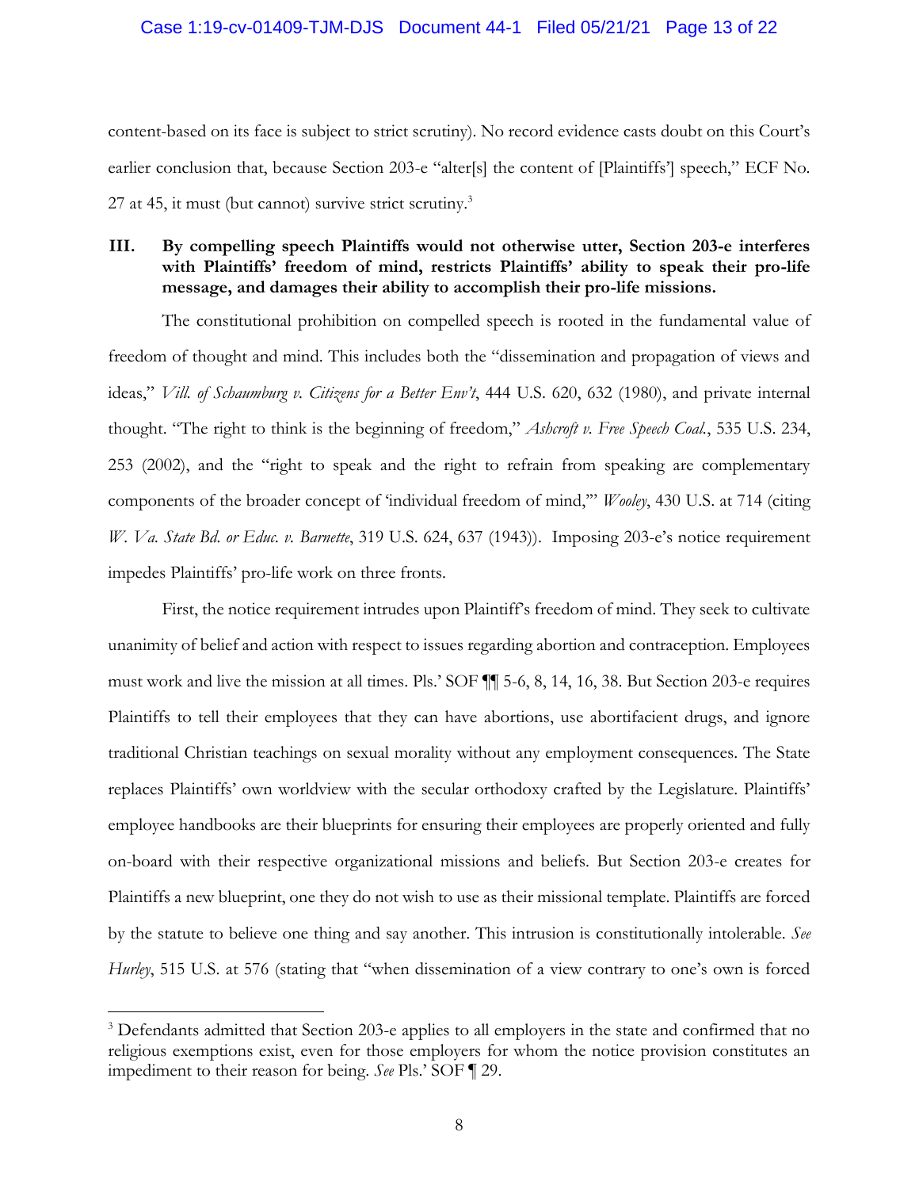content-based on its face is subject to strict scrutiny). No record evidence casts doubt on this Court's earlier conclusion that, because Section 203-e "alter[s] the content of [Plaintiffs'] speech," ECF No. 27 at 45, it must (but cannot) survive strict scrutiny.[3]

### III. By compelling speech Plaintiffs would not otherwise utter, Section 203-e interferes with Plaintiffs' freedom of mind, restricts Plaintiffs' ability to speak their pro-life message, and damages their ability to accomplish their pro-life missions.

The constitutional prohibition on compelled speech is rooted in the fundamental value of freedom of thought and mind. This includes both the "dissemination and propagation of views and ideas," *Vill. of Schaumburg v. Citizens for a Better Env't*, 444 U.S. 620, 632 (1980), and private internal thought. "The right to think is the beginning of freedom," *Ashcroft v. Free Speech Coal.*, 535 U.S. 234, 253 (2002), and the "right to speak and the right to refrain from speaking are complementary components of the broader concept of 'individual freedom of mind,'" *Wooley*, 430 U.S. at 714 (citing *W. Va. State Bd. or Educ. v. Barnette*, 319 U.S. 624, 637 (1943)). Imposing 203-e's notice requirement impedes Plaintiffs' pro-life work on three fronts.

First, the notice requirement intrudes upon Plaintiff's freedom of mind. They seek to cultivate unanimity of belief and action with respect to issues regarding abortion and contraception. Employees must work and live the mission at all times. Pls.' SOF ¶¶ 5-6, 8, 14, 16, 38. But Section 203-e requires Plaintiffs to tell their employees that they can have abortions, use abortifacient drugs, and ignore traditional Christian teachings on sexual morality without any employment consequences. The State replaces Plaintiffs' own worldview with the secular orthodoxy crafted by the Legislature. Plaintiffs' employee handbooks are their blueprints for ensuring their employees are properly oriented and fully on-board with their respective organizational missions and beliefs. But Section 203-e creates for Plaintiffs a new blueprint, one they do not wish to use as their missional template. Plaintiffs are forced by the statute to believe one thing and say another. This intrusion is constitutionally intolerable. *See Hurley*, 515 U.S. at 576 (stating that "when dissemination of a view contrary to one's own is forced

[3] Defendants admitted that Section 203-e applies to all employers in the state and confirmed that no religious exemptions exist, even for those employers for whom the notice provision constitutes an impediment to their reason for being. *See* Pls.' SOF ¶ 29.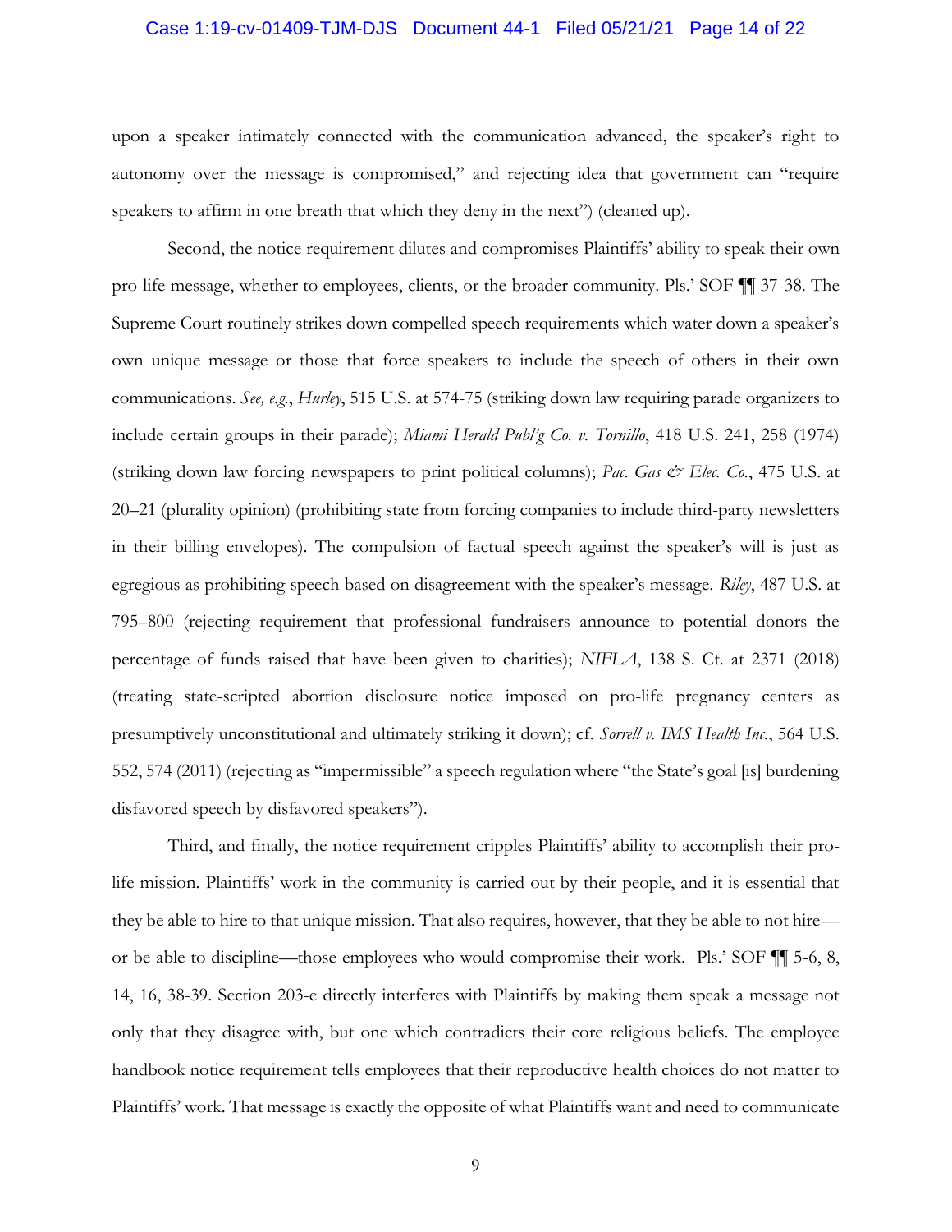upon a speaker intimately connected with the communication advanced, the speaker's right to autonomy over the message is compromised," and rejecting idea that government can "require speakers to affirm in one breath that which they deny in the next") (cleaned up).

Second, the notice requirement dilutes and compromises Plaintiffs' ability to speak their own pro-life message, whether to employees, clients, or the broader community. Pls.' SOF ¶¶ 37-38. The Supreme Court routinely strikes down compelled speech requirements which water down a speaker's own unique message or those that force speakers to include the speech of others in their own communications. *See, e.g.*, *Hurley*, 515 U.S. at 574-75 (striking down law requiring parade organizers to include certain groups in their parade); *Miami Herald Publ'g Co. v. Tornillo*, 418 U.S. 241, 258 (1974) (striking down law forcing newspapers to print political columns); *Pac. Gas & Elec. Co.*, 475 U.S. at 20–21 (plurality opinion) (prohibiting state from forcing companies to include third-party newsletters in their billing envelopes). The compulsion of factual speech against the speaker's will is just as egregious as prohibiting speech based on disagreement with the speaker's message. *Riley*, 487 U.S. at 795–800 (rejecting requirement that professional fundraisers announce to potential donors the percentage of funds raised that have been given to charities); *NIFLA*, 138 S. Ct. at 2371 (2018) (treating state-scripted abortion disclosure notice imposed on pro-life pregnancy centers as presumptively unconstitutional and ultimately striking it down); cf. *Sorrell v. IMS Health Inc.*, 564 U.S. 552, 574 (2011) (rejecting as "impermissible" a speech regulation where "the State's goal [is] burdening disfavored speech by disfavored speakers").

Third, and finally, the notice requirement cripples Plaintiffs' ability to accomplish their pro-life mission. Plaintiffs' work in the community is carried out by their people, and it is essential that they be able to hire to that unique mission. That also requires, however, that they be able to not hire—or be able to discipline—those employees who would compromise their work. Pls.' SOF ¶¶ 5-6, 8, 14, 16, 38-39. Section 203-e directly interferes with Plaintiffs by making them speak a message not only that they disagree with, but one which contradicts their core religious beliefs. The employee handbook notice requirement tells employees that their reproductive health choices do not matter to Plaintiffs' work. That message is exactly the opposite of what Plaintiffs want and need to communicate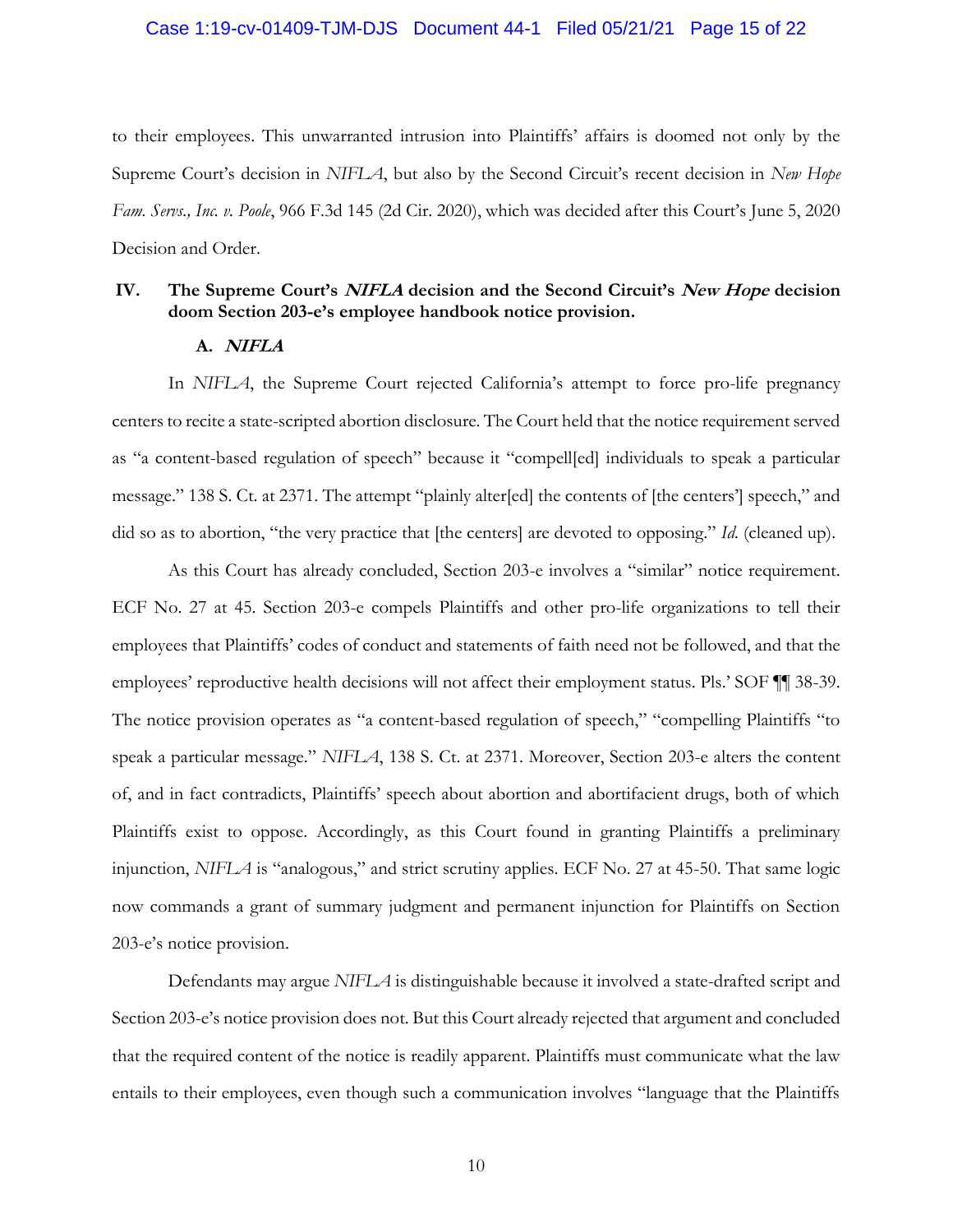to their employees. This unwarranted intrusion into Plaintiffs' affairs is doomed not only by the Supreme Court's decision in *NIFLA*, but also by the Second Circuit's recent decision in *New Hope Fam. Servs., Inc. v. Poole*, 966 F.3d 145 (2d Cir. 2020), which was decided after this Court's June 5, 2020 Decision and Order.

## IV. The Supreme Court's *NIFLA* decision and the Second Circuit's *New Hope* decision doom Section 203-e's employee handbook notice provision.

### A. *NIFLA*

In *NIFLA*, the Supreme Court rejected California's attempt to force pro-life pregnancy centers to recite a state-scripted abortion disclosure. The Court held that the notice requirement served as "a content-based regulation of speech" because it "compell[ed] individuals to speak a particular message." 138 S. Ct. at 2371. The attempt "plainly alter[ed] the contents of [the centers'] speech," and did so as to abortion, "the very practice that [the centers] are devoted to opposing." *Id.* (cleaned up).

As this Court has already concluded, Section 203-e involves a "similar" notice requirement. ECF No. 27 at 45. Section 203-e compels Plaintiffs and other pro-life organizations to tell their employees that Plaintiffs' codes of conduct and statements of faith need not be followed, and that the employees' reproductive health decisions will not affect their employment status. Pls.' SOF ¶¶ 38-39. The notice provision operates as "a content-based regulation of speech," "compelling Plaintiffs "to speak a particular message." *NIFLA*, 138 S. Ct. at 2371. Moreover, Section 203-e alters the content of, and in fact contradicts, Plaintiffs' speech about abortion and abortifacient drugs, both of which Plaintiffs exist to oppose. Accordingly, as this Court found in granting Plaintiffs a preliminary injunction, *NIFLA* is "analogous," and strict scrutiny applies. ECF No. 27 at 45-50. That same logic now commands a grant of summary judgment and permanent injunction for Plaintiffs on Section 203-e's notice provision.

Defendants may argue *NIFLA* is distinguishable because it involved a state-drafted script and Section 203-e's notice provision does not. But this Court already rejected that argument and concluded that the required content of the notice is readily apparent. Plaintiffs must communicate what the law entails to their employees, even though such a communication involves "language that the Plaintiffs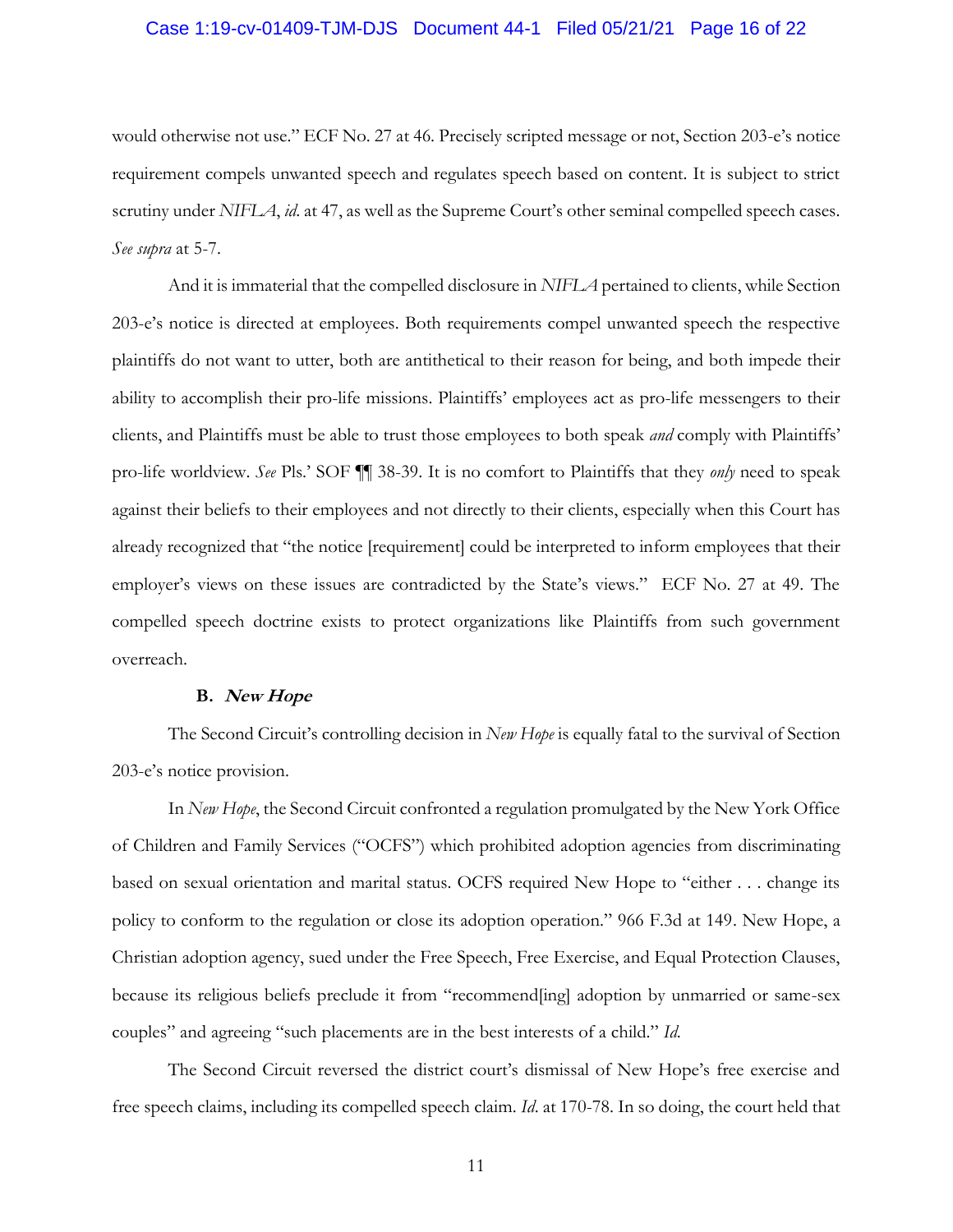would otherwise not use." ECF No. 27 at 46. Precisely scripted message or not, Section 203-e's notice requirement compels unwanted speech and regulates speech based on content. It is subject to strict scrutiny under *NIFLA*, *id*. at 47, as well as the Supreme Court's other seminal compelled speech cases. *See supra* at 5-7.

And it is immaterial that the compelled disclosure in *NIFLA* pertained to clients, while Section 203-e's notice is directed at employees. Both requirements compel unwanted speech the respective plaintiffs do not want to utter, both are antithetical to their reason for being, and both impede their ability to accomplish their pro-life missions. Plaintiffs' employees act as pro-life messengers to their clients, and Plaintiffs must be able to trust those employees to both speak *and* comply with Plaintiffs' pro-life worldview. *See* Pls.' SOF ¶¶ 38-39. It is no comfort to Plaintiffs that they *only* need to speak against their beliefs to their employees and not directly to their clients, especially when this Court has already recognized that "the notice [requirement] could be interpreted to inform employees that their employer's views on these issues are contradicted by the State's views." ECF No. 27 at 49. The compelled speech doctrine exists to protect organizations like Plaintiffs from such government overreach.

### B. *New Hope*

The Second Circuit's controlling decision in *New Hope* is equally fatal to the survival of Section 203-e's notice provision.

In *New Hope*, the Second Circuit confronted a regulation promulgated by the New York Office of Children and Family Services ("OCFS") which prohibited adoption agencies from discriminating based on sexual orientation and marital status. OCFS required New Hope to "either . . . change its policy to conform to the regulation or close its adoption operation." 966 F.3d at 149. New Hope, a Christian adoption agency, sued under the Free Speech, Free Exercise, and Equal Protection Clauses, because its religious beliefs preclude it from "recommend[ing] adoption by unmarried or same-sex couples" and agreeing "such placements are in the best interests of a child." *Id.*

The Second Circuit reversed the district court's dismissal of New Hope's free exercise and free speech claims, including its compelled speech claim. *Id*. at 170-78. In so doing, the court held that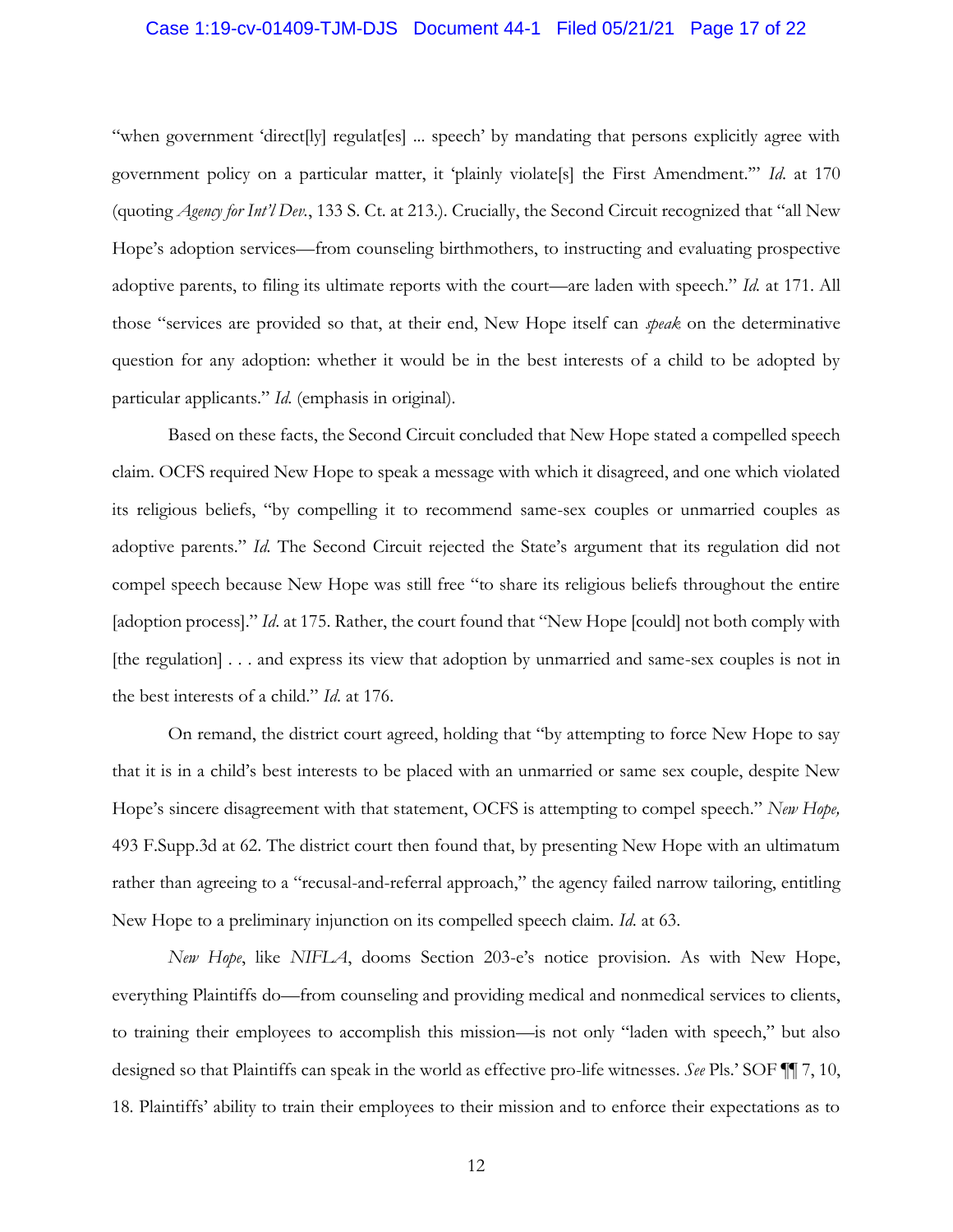"when government 'direct[ly] regulat[es] ... speech' by mandating that persons explicitly agree with government policy on a particular matter, it 'plainly violate[s] the First Amendment.'" *Id.* at 170 (quoting *Agency for Int'l Dev.*, 133 S. Ct. at 213.). Crucially, the Second Circuit recognized that "all New Hope's adoption services—from counseling birthmothers, to instructing and evaluating prospective adoptive parents, to filing its ultimate reports with the court—are laden with speech." *Id.* at 171. All those "services are provided so that, at their end, New Hope itself can *speak* on the determinative question for any adoption: whether it would be in the best interests of a child to be adopted by particular applicants." *Id.* (emphasis in original).

Based on these facts, the Second Circuit concluded that New Hope stated a compelled speech claim. OCFS required New Hope to speak a message with which it disagreed, and one which violated its religious beliefs, "by compelling it to recommend same-sex couples or unmarried couples as adoptive parents." *Id.* The Second Circuit rejected the State's argument that its regulation did not compel speech because New Hope was still free "to share its religious beliefs throughout the entire [adoption process]." *Id*. at 175. Rather, the court found that "New Hope [could] not both comply with [the regulation] . . . and express its view that adoption by unmarried and same-sex couples is not in the best interests of a child." *Id.* at 176.

On remand, the district court agreed, holding that "by attempting to force New Hope to say that it is in a child's best interests to be placed with an unmarried or same sex couple, despite New Hope's sincere disagreement with that statement, OCFS is attempting to compel speech." *New Hope,* 493 F.Supp.3d at 62. The district court then found that, by presenting New Hope with an ultimatum rather than agreeing to a "recusal-and-referral approach," the agency failed narrow tailoring, entitling New Hope to a preliminary injunction on its compelled speech claim. *Id.* at 63.

*New Hope*, like *NIFLA*, dooms Section 203-e's notice provision. As with New Hope, everything Plaintiffs do—from counseling and providing medical and nonmedical services to clients, to training their employees to accomplish this mission—is not only "laden with speech," but also designed so that Plaintiffs can speak in the world as effective pro-life witnesses. *See* Pls.' SOF ¶¶ 7, 10, 18. Plaintiffs' ability to train their employees to their mission and to enforce their expectations as to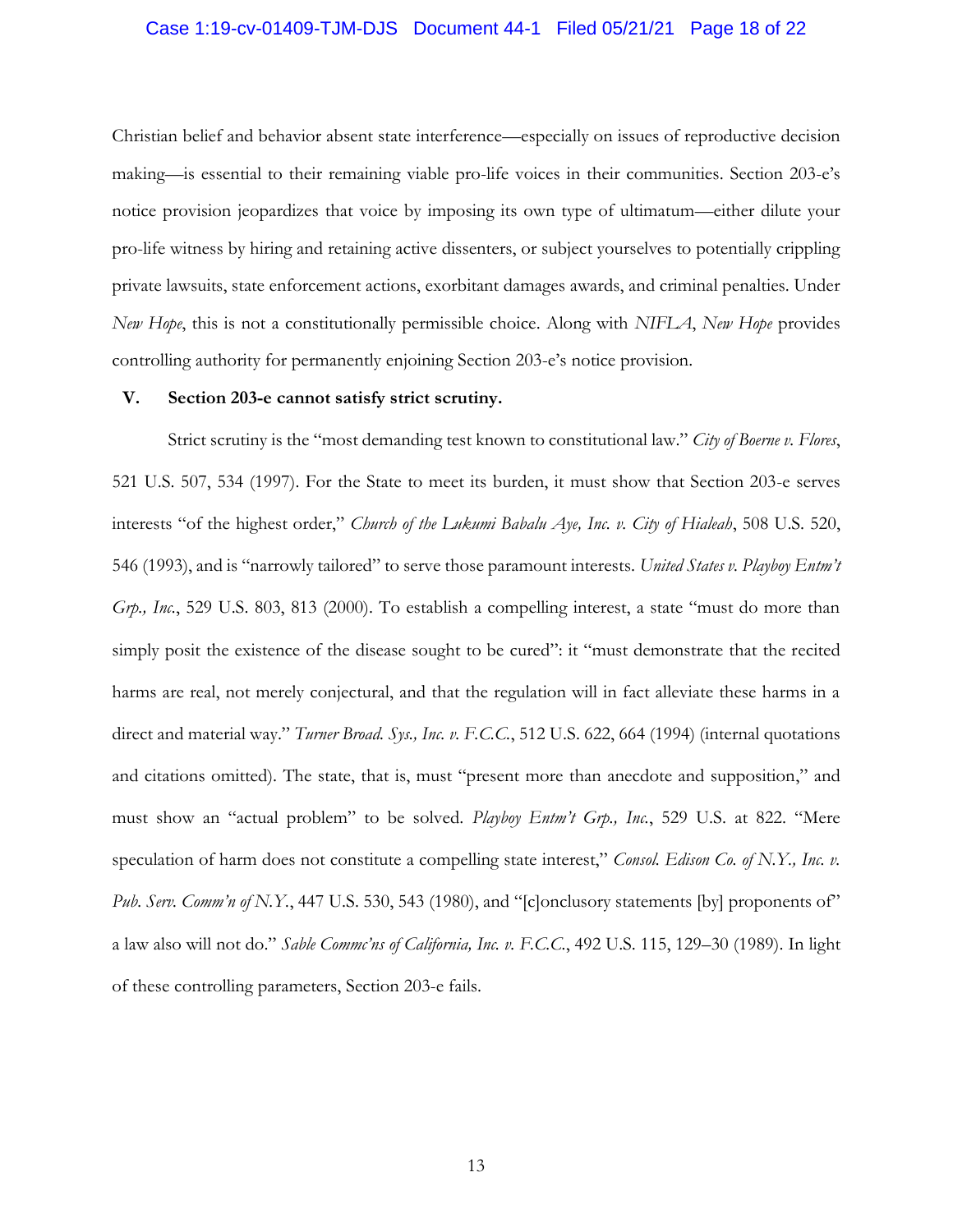Christian belief and behavior absent state interference—especially on issues of reproductive decision making—is essential to their remaining viable pro-life voices in their communities. Section 203-e's notice provision jeopardizes that voice by imposing its own type of ultimatum—either dilute your pro-life witness by hiring and retaining active dissenters, or subject yourselves to potentially crippling private lawsuits, state enforcement actions, exorbitant damages awards, and criminal penalties. Under *New Hope*, this is not a constitutionally permissible choice. Along with *NIFLA*, *New Hope* provides controlling authority for permanently enjoining Section 203-e's notice provision.

## V. Section 203-e cannot satisfy strict scrutiny.

Strict scrutiny is the "most demanding test known to constitutional law." *City of Boerne v. Flores*, 521 U.S. 507, 534 (1997). For the State to meet its burden, it must show that Section 203-e serves interests "of the highest order," *Church of the Lukumi Babalu Aye, Inc. v. City of Hialeah*, 508 U.S. 520, 546 (1993), and is "narrowly tailored" to serve those paramount interests. *United States v. Playboy Entm't Grp., Inc.*, 529 U.S. 803, 813 (2000). To establish a compelling interest, a state "must do more than simply posit the existence of the disease sought to be cured": it "must demonstrate that the recited harms are real, not merely conjectural, and that the regulation will in fact alleviate these harms in a direct and material way." *Turner Broad. Sys., Inc. v. F.C.C.*, 512 U.S. 622, 664 (1994) (internal quotations and citations omitted). The state, that is, must "present more than anecdote and supposition," and must show an "actual problem" to be solved. *Playboy Entm't Grp., Inc.*, 529 U.S. at 822. "Mere speculation of harm does not constitute a compelling state interest," *Consol. Edison Co. of N.Y., Inc. v. Pub. Serv. Comm'n of N.Y.*, 447 U.S. 530, 543 (1980), and "[c]onclusory statements [by] proponents of" a law also will not do." *Sable Commc'ns of California, Inc. v. F.C.C.*, 492 U.S. 115, 129–30 (1989). In light of these controlling parameters, Section 203-e fails.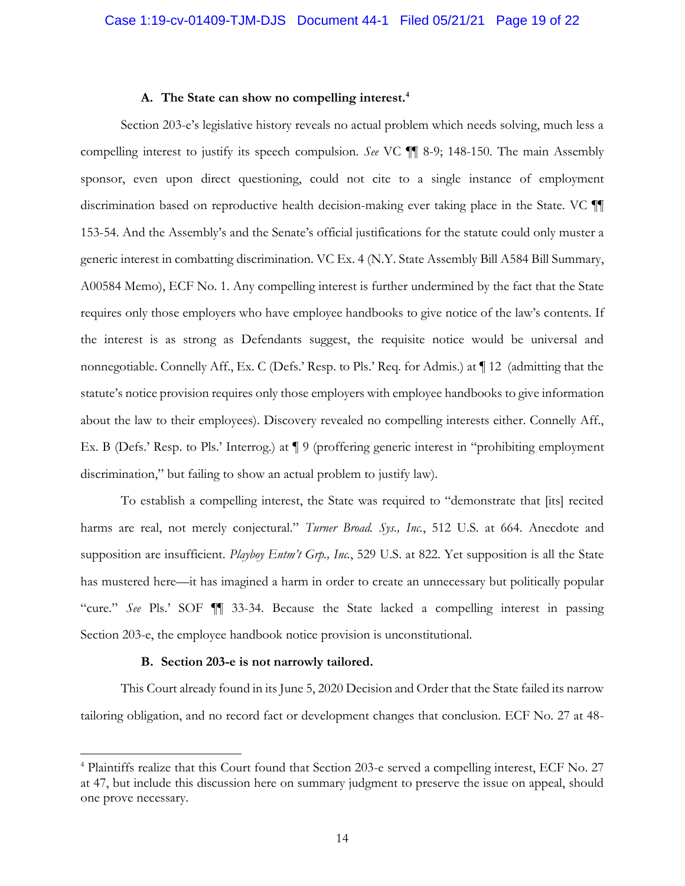### A. The State can show no compelling interest.[4]

Section 203-e's legislative history reveals no actual problem which needs solving, much less a compelling interest to justify its speech compulsion. *See* VC ¶¶ 8-9; 148-150. The main Assembly sponsor, even upon direct questioning, could not cite to a single instance of employment discrimination based on reproductive health decision-making ever taking place in the State. VC ¶¶ 153-54. And the Assembly's and the Senate's official justifications for the statute could only muster a generic interest in combatting discrimination. VC Ex. 4 (N.Y. State Assembly Bill A584 Bill Summary, A00584 Memo), ECF No. 1. Any compelling interest is further undermined by the fact that the State requires only those employers who have employee handbooks to give notice of the law's contents. If the interest is as strong as Defendants suggest, the requisite notice would be universal and nonnegotiable. Connelly Aff., Ex. C (Defs.' Resp. to Pls.' Req. for Admis.) at ¶ 12 (admitting that the statute's notice provision requires only those employers with employee handbooks to give information about the law to their employees). Discovery revealed no compelling interests either. Connelly Aff., Ex. B (Defs.' Resp. to Pls.' Interrog.) at ¶ 9 (proffering generic interest in "prohibiting employment discrimination," but failing to show an actual problem to justify law).

To establish a compelling interest, the State was required to "demonstrate that [its] recited harms are real, not merely conjectural." *Turner Broad. Sys., Inc.*, 512 U.S. at 664. Anecdote and supposition are insufficient. *Playboy Entm't Grp., Inc.*, 529 U.S. at 822. Yet supposition is all the State has mustered here—it has imagined a harm in order to create an unnecessary but politically popular "cure." *See* Pls.' SOF ¶¶ 33-34. Because the State lacked a compelling interest in passing Section 203-e, the employee handbook notice provision is unconstitutional.

### B. Section 203-e is not narrowly tailored.

This Court already found in its June 5, 2020 Decision and Order that the State failed its narrow tailoring obligation, and no record fact or development changes that conclusion. ECF No. 27 at 48-

---

[4] Plaintiffs realize that this Court found that Section 203-e served a compelling interest, ECF No. 27 at 47, but include this discussion here on summary judgment to preserve the issue on appeal, should one prove necessary.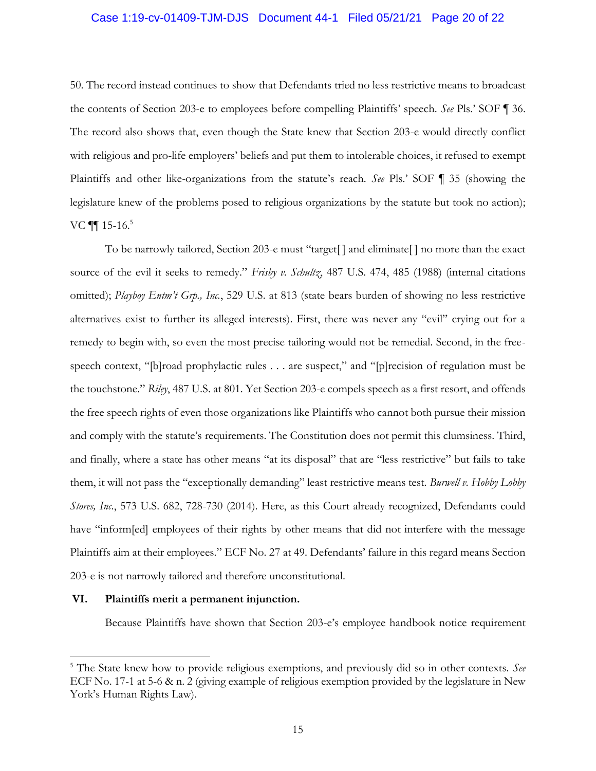50. The record instead continues to show that Defendants tried no less restrictive means to broadcast the contents of Section 203-e to employees before compelling Plaintiffs' speech. *See* Pls.' SOF ¶ 36. The record also shows that, even though the State knew that Section 203-e would directly conflict with religious and pro-life employers' beliefs and put them to intolerable choices, it refused to exempt Plaintiffs and other like-organizations from the statute's reach. *See* Pls.' SOF ¶ 35 (showing the legislature knew of the problems posed to religious organizations by the statute but took no action); VC ¶¶ 15-16.[5]

To be narrowly tailored, Section 203-e must "target[ ] and eliminate[ ] no more than the exact source of the evil it seeks to remedy." *Frisby v. Schultz*, 487 U.S. 474, 485 (1988) (internal citations omitted); *Playboy Entm't Grp., Inc.*, 529 U.S. at 813 (state bears burden of showing no less restrictive alternatives exist to further its alleged interests). First, there was never any "evil" crying out for a remedy to begin with, so even the most precise tailoring would not be remedial. Second, in the free-speech context, "[b]road prophylactic rules . . . are suspect," and "[p]recision of regulation must be the touchstone." *Riley*, 487 U.S. at 801. Yet Section 203-e compels speech as a first resort, and offends the free speech rights of even those organizations like Plaintiffs who cannot both pursue their mission and comply with the statute's requirements. The Constitution does not permit this clumsiness. Third, and finally, where a state has other means "at its disposal" that are "less restrictive" but fails to take them, it will not pass the "exceptionally demanding" least restrictive means test. *Burwell v. Hobby Lobby Stores, Inc.*, 573 U.S. 682, 728-730 (2014). Here, as this Court already recognized, Defendants could have "inform[ed] employees of their rights by other means that did not interfere with the message Plaintiffs aim at their employees." ECF No. 27 at 49. Defendants' failure in this regard means Section 203-e is not narrowly tailored and therefore unconstitutional.

## VI. Plaintiffs merit a permanent injunction.

Because Plaintiffs have shown that Section 203-e's employee handbook notice requirement

---

[5] The State knew how to provide religious exemptions, and previously did so in other contexts. *See* ECF No. 17-1 at 5-6 & n. 2 (giving example of religious exemption provided by the legislature in New York's Human Rights Law).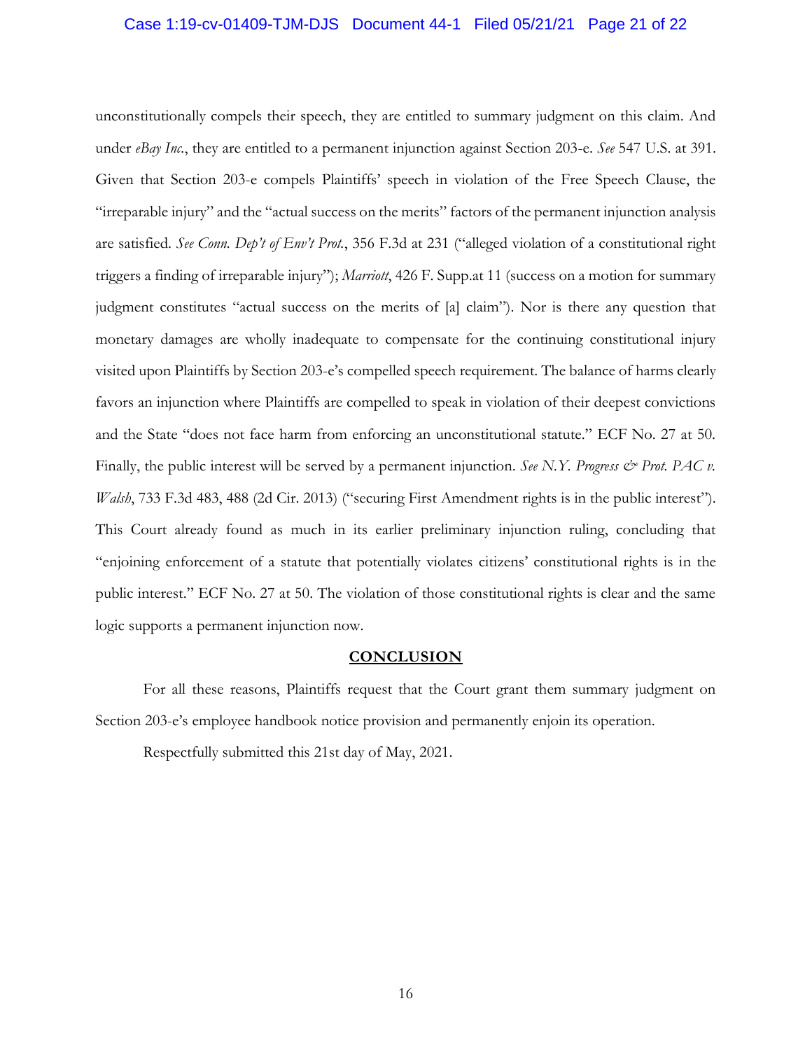unconstitutionally compels their speech, they are entitled to summary judgment on this claim. And under *eBay Inc.*, they are entitled to a permanent injunction against Section 203-e. *See* 547 U.S. at 391. Given that Section 203-e compels Plaintiffs' speech in violation of the Free Speech Clause, the "irreparable injury" and the "actual success on the merits" factors of the permanent injunction analysis are satisfied. *See Conn. Dep't of Env't Prot.*, 356 F.3d at 231 ("alleged violation of a constitutional right triggers a finding of irreparable injury"); *Marriott*, 426 F. Supp.at 11 (success on a motion for summary judgment constitutes "actual success on the merits of [a] claim"). Nor is there any question that monetary damages are wholly inadequate to compensate for the continuing constitutional injury visited upon Plaintiffs by Section 203-e's compelled speech requirement. The balance of harms clearly favors an injunction where Plaintiffs are compelled to speak in violation of their deepest convictions and the State "does not face harm from enforcing an unconstitutional statute." ECF No. 27 at 50. Finally, the public interest will be served by a permanent injunction. *See N.Y. Progress & Prot. PAC v. Walsh*, 733 F.3d 483, 488 (2d Cir. 2013) ("securing First Amendment rights is in the public interest"). This Court already found as much in its earlier preliminary injunction ruling, concluding that "enjoining enforcement of a statute that potentially violates citizens' constitutional rights is in the public interest." ECF No. 27 at 50. The violation of those constitutional rights is clear and the same logic supports a permanent injunction now.

## CONCLUSION

For all these reasons, Plaintiffs request that the Court grant them summary judgment on Section 203-e's employee handbook notice provision and permanently enjoin its operation.

Respectfully submitted this 21st day of May, 2021.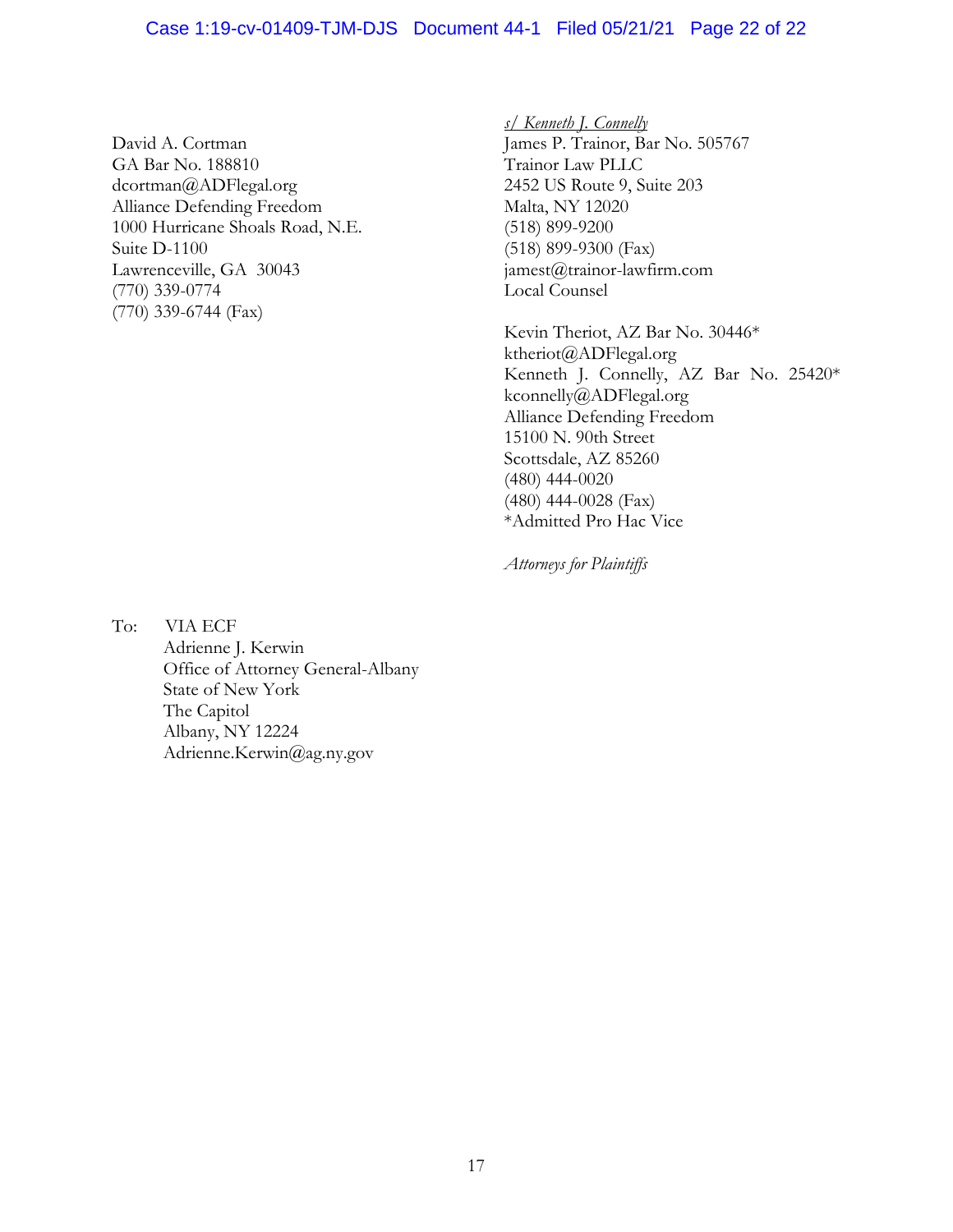David A. Cortman
GA Bar No. 188810
dcortman@ADFlegal.org
Alliance Defending Freedom
1000 Hurricane Shoals Road, N.E.
Suite D-1100
Lawrenceville, GA 30043
(770) 339-0774
(770) 339-6744 (Fax)

*s/ Kenneth J. Connelly*
James P. Trainor, Bar No. 505767
Trainor Law PLLC
2452 US Route 9, Suite 203
Malta, NY 12020
(518) 899-9200
(518) 899-9300 (Fax)
jamest@trainor-lawfirm.com
Local Counsel

Kevin Theriot, AZ Bar No. 30446*
ktheriot@ADFlegal.org
Kenneth J. Connelly, AZ Bar No. 25420*
kconnelly@ADFlegal.org
Alliance Defending Freedom
15100 N. 90th Street
Scottsdale, AZ 85260
(480) 444-0020
(480) 444-0028 (Fax)
*Admitted Pro Hac Vice

*Attorneys for Plaintiffs*

To: VIA ECF
Adrienne J. Kerwin
Office of Attorney General-Albany
State of New York
The Capitol
Albany, NY 12224
Adrienne.Kerwin@ag.ny.gov